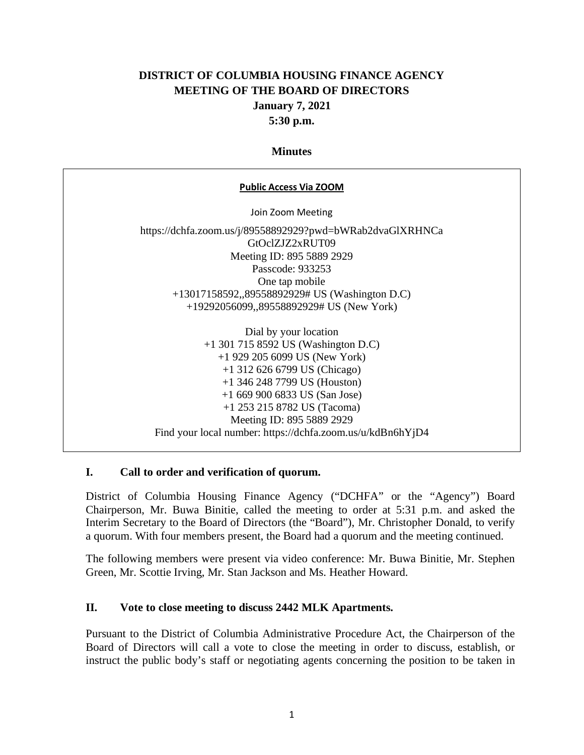# DISTRICT OF COLUMBIA HOUSING FINANCE AGENCY
# MEETING OF THE BOARD OF DIRECTORS

**January 7, 2021**

**5:30 p.m.**

**Minutes**

---

**Public Access Via ZOOM**

Join Zoom Meeting

https://dchfa.zoom.us/j/89558892929?pwd=bWRab2dvaGlXRHNCaGtOclZJZ2xRUT09
Meeting ID: 895 5889 2929
Passcode: 933253
One tap mobile
+13017158592,,89558892929# US (Washington D.C)
+19292056099,,89558892929# US (New York)

Dial by your location
+1 301 715 8592 US (Washington D.C)
+1 929 205 6099 US (New York)
+1 312 626 6799 US (Chicago)
+1 346 248 7799 US (Houston)
+1 669 900 6833 US (San Jose)
+1 253 215 8782 US (Tacoma)
Meeting ID: 895 5889 2929
Find your local number: https://dchfa.zoom.us/u/kdBn6hYjD4

---

## I. Call to order and verification of quorum.

District of Columbia Housing Finance Agency ("DCHFA" or the "Agency") Board Chairperson, Mr. Buwa Binitie, called the meeting to order at 5:31 p.m. and asked the Interim Secretary to the Board of Directors (the "Board"), Mr. Christopher Donald, to verify a quorum. With four members present, the Board had a quorum and the meeting continued.

The following members were present via video conference: Mr. Buwa Binitie, Mr. Stephen Green, Mr. Scottie Irving, Mr. Stan Jackson and Ms. Heather Howard.

## II. Vote to close meeting to discuss 2442 MLK Apartments.

Pursuant to the District of Columbia Administrative Procedure Act, the Chairperson of the Board of Directors will call a vote to close the meeting in order to discuss, establish, or instruct the public body's staff or negotiating agents concerning the position to be taken in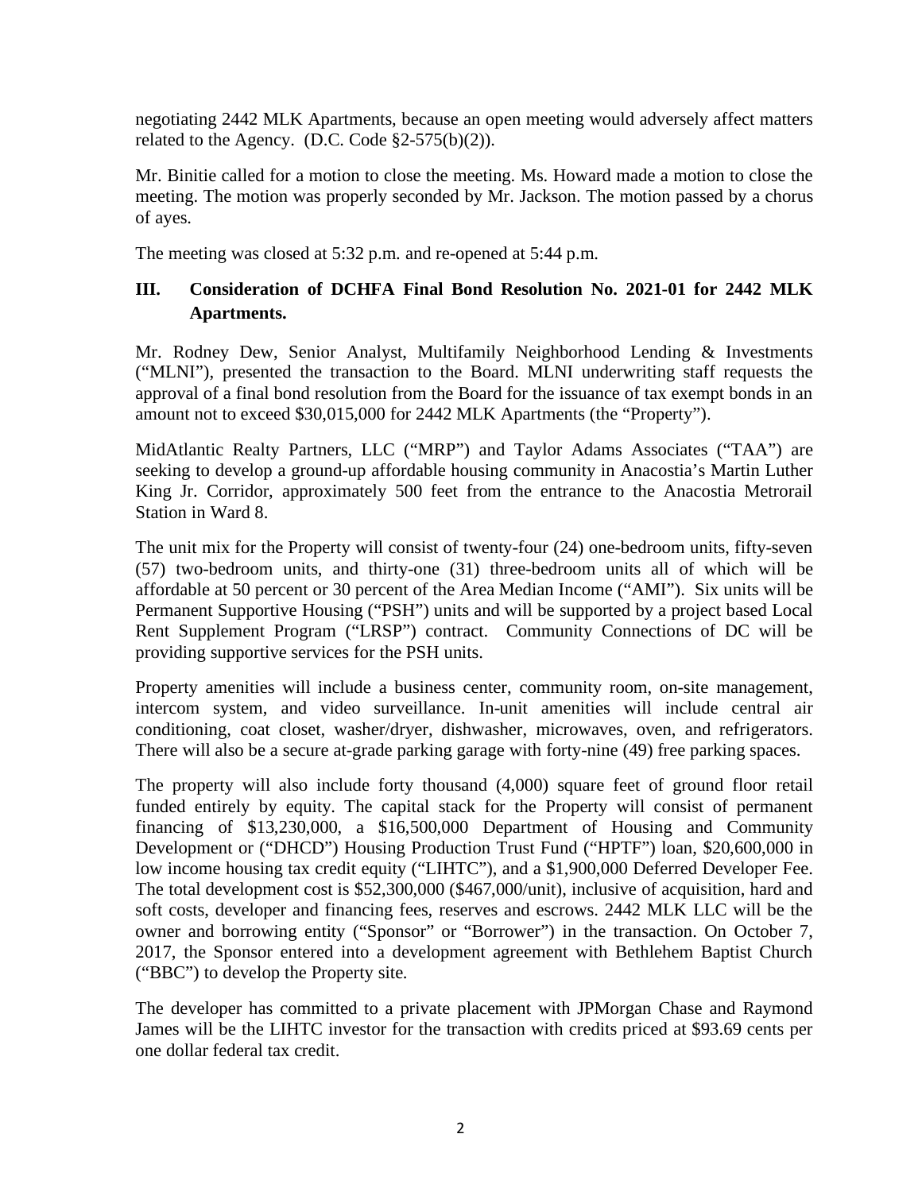negotiating 2442 MLK Apartments, because an open meeting would adversely affect matters related to the Agency. (D.C. Code §2-575(b)(2)).

Mr. Binitie called for a motion to close the meeting. Ms. Howard made a motion to close the meeting. The motion was properly seconded by Mr. Jackson. The motion passed by a chorus of ayes.

The meeting was closed at 5:32 p.m. and re-opened at 5:44 p.m.

## III. Consideration of DCHFA Final Bond Resolution No. 2021-01 for 2442 MLK Apartments.

Mr. Rodney Dew, Senior Analyst, Multifamily Neighborhood Lending & Investments ("MLNI"), presented the transaction to the Board. MLNI underwriting staff requests the approval of a final bond resolution from the Board for the issuance of tax exempt bonds in an amount not to exceed $30,015,000 for 2442 MLK Apartments (the "Property").

MidAtlantic Realty Partners, LLC ("MRP") and Taylor Adams Associates ("TAA") are seeking to develop a ground-up affordable housing community in Anacostia's Martin Luther King Jr. Corridor, approximately 500 feet from the entrance to the Anacostia Metrorail Station in Ward 8.

The unit mix for the Property will consist of twenty-four (24) one-bedroom units, fifty-seven (57) two-bedroom units, and thirty-one (31) three-bedroom units all of which will be affordable at 50 percent or 30 percent of the Area Median Income ("AMI"). Six units will be Permanent Supportive Housing ("PSH") units and will be supported by a project based Local Rent Supplement Program ("LRSP") contract. Community Connections of DC will be providing supportive services for the PSH units.

Property amenities will include a business center, community room, on-site management, intercom system, and video surveillance. In-unit amenities will include central air conditioning, coat closet, washer/dryer, dishwasher, microwaves, oven, and refrigerators. There will also be a secure at-grade parking garage with forty-nine (49) free parking spaces.

The property will also include forty thousand (4,000) square feet of ground floor retail funded entirely by equity. The capital stack for the Property will consist of permanent financing of $13,230,000, a $16,500,000 Department of Housing and Community Development or ("DHCD") Housing Production Trust Fund ("HPTF") loan, $20,600,000 in low income housing tax credit equity ("LIHTC"), and a $1,900,000 Deferred Developer Fee. The total development cost is $52,300,000 ($467,000/unit), inclusive of acquisition, hard and soft costs, developer and financing fees, reserves and escrows. 2442 MLK LLC will be the owner and borrowing entity ("Sponsor" or "Borrower") in the transaction. On October 7, 2017, the Sponsor entered into a development agreement with Bethlehem Baptist Church ("BBC") to develop the Property site.

The developer has committed to a private placement with JPMorgan Chase and Raymond James will be the LIHTC investor for the transaction with credits priced at $93.69 cents per one dollar federal tax credit.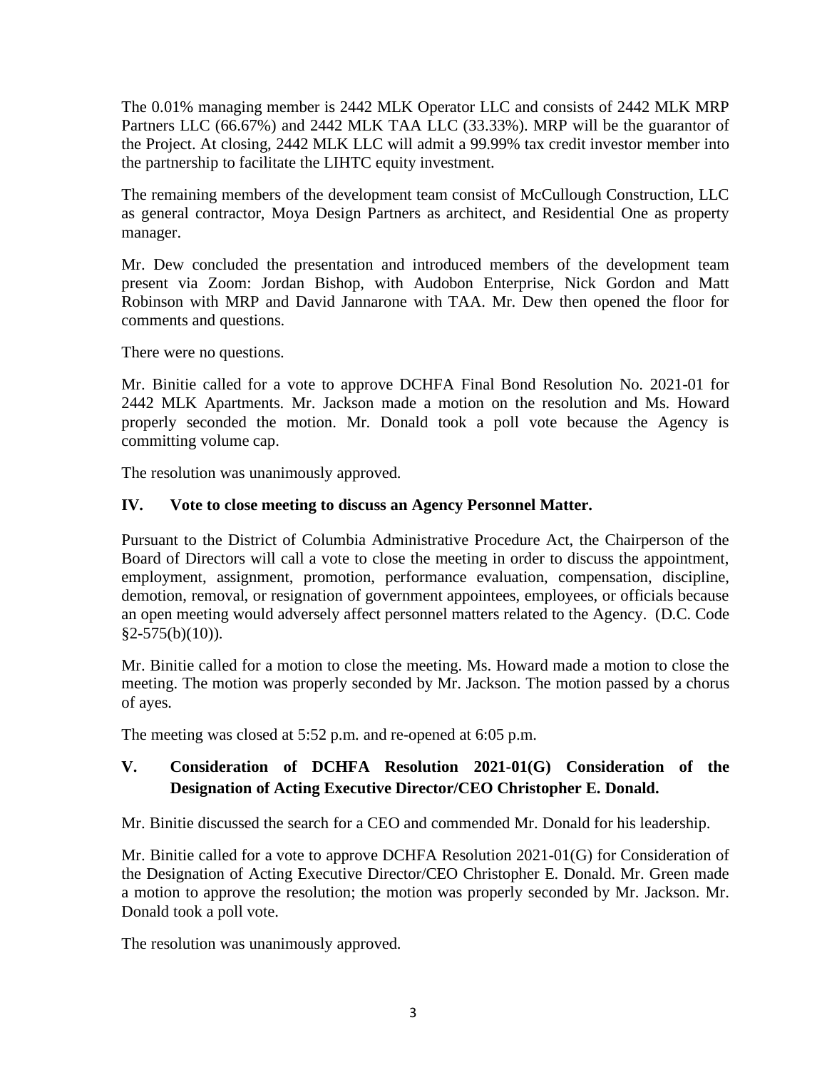The 0.01% managing member is 2442 MLK Operator LLC and consists of 2442 MLK MRP Partners LLC (66.67%) and 2442 MLK TAA LLC (33.33%). MRP will be the guarantor of the Project. At closing, 2442 MLK LLC will admit a 99.99% tax credit investor member into the partnership to facilitate the LIHTC equity investment.

The remaining members of the development team consist of McCullough Construction, LLC as general contractor, Moya Design Partners as architect, and Residential One as property manager.

Mr. Dew concluded the presentation and introduced members of the development team present via Zoom: Jordan Bishop, with Audobon Enterprise, Nick Gordon and Matt Robinson with MRP and David Jannarone with TAA. Mr. Dew then opened the floor for comments and questions.

There were no questions.

Mr. Binitie called for a vote to approve DCHFA Final Bond Resolution No. 2021-01 for 2442 MLK Apartments. Mr. Jackson made a motion on the resolution and Ms. Howard properly seconded the motion. Mr. Donald took a poll vote because the Agency is committing volume cap.

The resolution was unanimously approved.

## IV. Vote to close meeting to discuss an Agency Personnel Matter.

Pursuant to the District of Columbia Administrative Procedure Act, the Chairperson of the Board of Directors will call a vote to close the meeting in order to discuss the appointment, employment, assignment, promotion, performance evaluation, compensation, discipline, demotion, removal, or resignation of government appointees, employees, or officials because an open meeting would adversely affect personnel matters related to the Agency. (D.C. Code §2-575(b)(10)).

Mr. Binitie called for a motion to close the meeting. Ms. Howard made a motion to close the meeting. The motion was properly seconded by Mr. Jackson. The motion passed by a chorus of ayes.

The meeting was closed at 5:52 p.m. and re-opened at 6:05 p.m.

## V. Consideration of DCHFA Resolution 2021-01(G) Consideration of the Designation of Acting Executive Director/CEO Christopher E. Donald.

Mr. Binitie discussed the search for a CEO and commended Mr. Donald for his leadership.

Mr. Binitie called for a vote to approve DCHFA Resolution 2021-01(G) for Consideration of the Designation of Acting Executive Director/CEO Christopher E. Donald. Mr. Green made a motion to approve the resolution; the motion was properly seconded by Mr. Jackson. Mr. Donald took a poll vote.

The resolution was unanimously approved.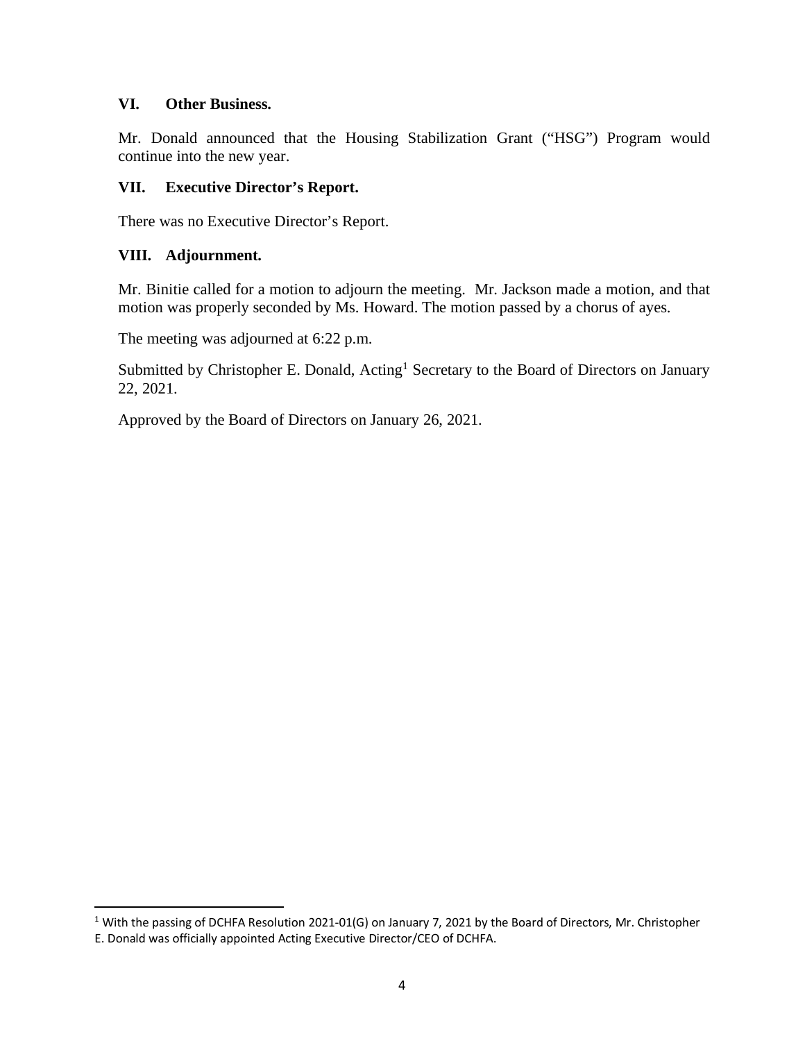### VI. Other Business.

Mr. Donald announced that the Housing Stabilization Grant ("HSG") Program would continue into the new year.

### VII. Executive Director's Report.

There was no Executive Director's Report.

### VIII. Adjournment.

Mr. Binitie called for a motion to adjourn the meeting. Mr. Jackson made a motion, and that motion was properly seconded by Ms. Howard. The motion passed by a chorus of ayes.

The meeting was adjourned at 6:22 p.m.

Submitted by Christopher E. Donald, Acting[1] Secretary to the Board of Directors on January 22, 2021.

Approved by the Board of Directors on January 26, 2021.

---

[1] With the passing of DCHFA Resolution 2021-01(G) on January 7, 2021 by the Board of Directors, Mr. Christopher E. Donald was officially appointed Acting Executive Director/CEO of DCHFA.